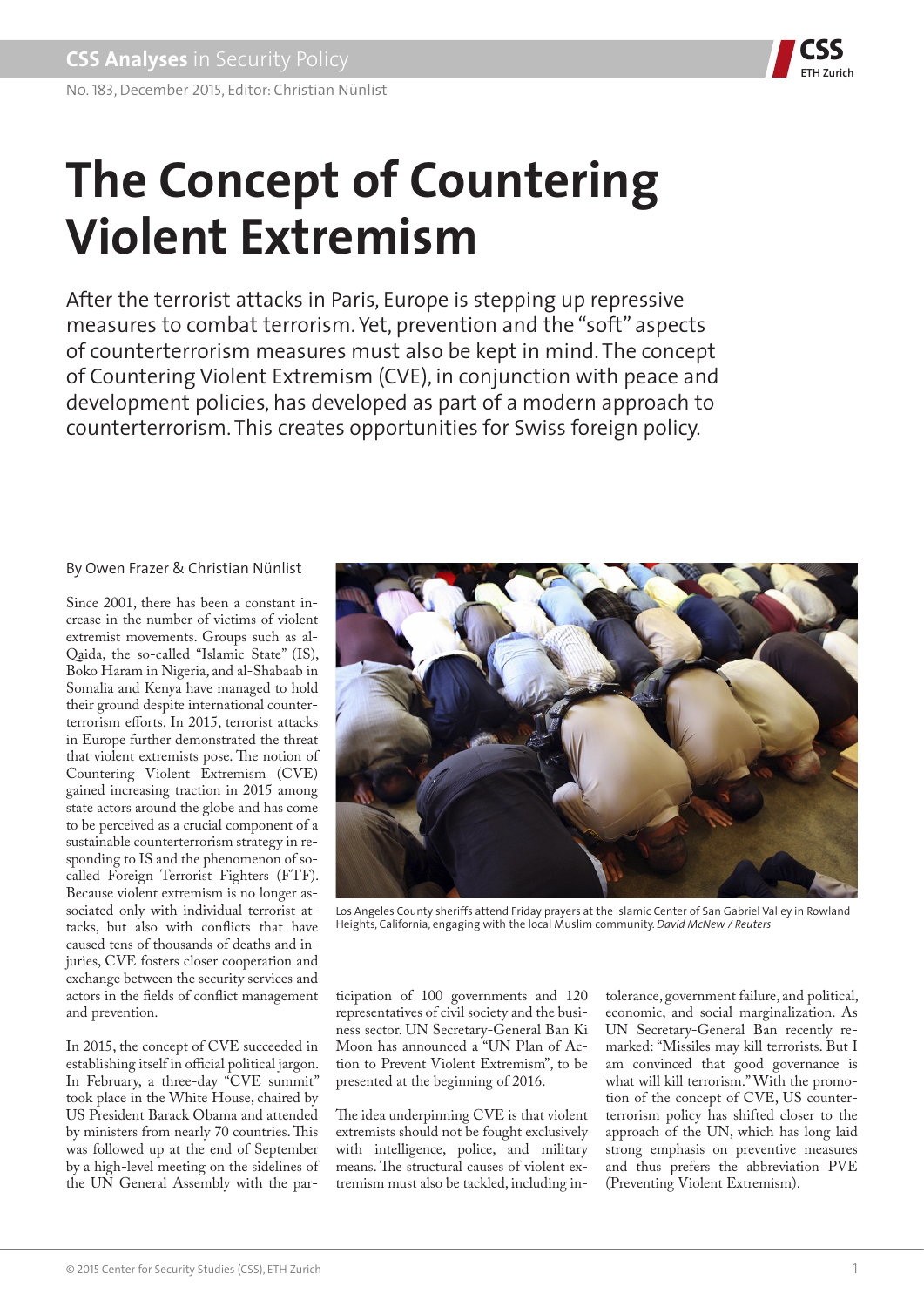CSS Analyses in Security Policy

No. 183, December 2015, Editor: Christian Nünlist

# The Concept of Countering Violent Extremism

After the terrorist attacks in Paris, Europe is stepping up repressive measures to combat terrorism. Yet, prevention and the "soft" aspects of counterterrorism measures must also be kept in mind. The concept of Countering Violent Extremism (CVE), in conjunction with peace and development policies, has developed as part of a modern approach to counterterrorism. This creates opportunities for Swiss foreign policy.

By Owen Frazer & Christian Nünlist

Los Angeles County sheriffs attend Friday prayers at the Islamic Center of San Gabriel Valley in Rowland Heights, California, engaging with the local Muslim community. *David McNew / Reuters*

Since 2001, there has been a constant increase in the number of victims of violent extremist movements. Groups such as al-Qaida, the so-called "Islamic State" (IS), Boko Haram in Nigeria, and al-Shabaab in Somalia and Kenya have managed to hold their ground despite international counterterrorism efforts. In 2015, terrorist attacks in Europe further demonstrated the threat that violent extremists pose. The notion of Countering Violent Extremism (CVE) gained increasing traction in 2015 among state actors around the globe and has come to be perceived as a crucial component of a sustainable counterterrorism strategy in responding to IS and the phenomenon of so-called Foreign Terrorist Fighters (FTF). Because violent extremism is no longer associated only with individual terrorist attacks, but also with conflicts that have caused tens of thousands of deaths and injuries, CVE fosters closer cooperation and exchange between the security services and actors in the fields of conflict management and prevention.

In 2015, the concept of CVE succeeded in establishing itself in official political jargon. In February, a three-day "CVE summit" took place in the White House, chaired by US President Barack Obama and attended by ministers from nearly 70 countries. This was followed up at the end of September by a high-level meeting on the sidelines of the UN General Assembly with the participation of 100 governments and 120 representatives of civil society and the business sector. UN Secretary-General Ban Ki Moon has announced a "UN Plan of Action to Prevent Violent Extremism", to be presented at the beginning of 2016.

The idea underpinning CVE is that violent extremists should not be fought exclusively with intelligence, police, and military means. The structural causes of violent extremism must also be tackled, including intolerance, government failure, and political, economic, and social marginalization. As UN Secretary-General Ban recently remarked: "Missiles may kill terrorists. But I am convinced that good governance is what will kill terrorism." With the promotion of the concept of CVE, US counterterrorism policy has shifted closer to the approach of the UN, which has long laid strong emphasis on preventive measures and thus prefers the abbreviation PVE (Preventing Violent Extremism).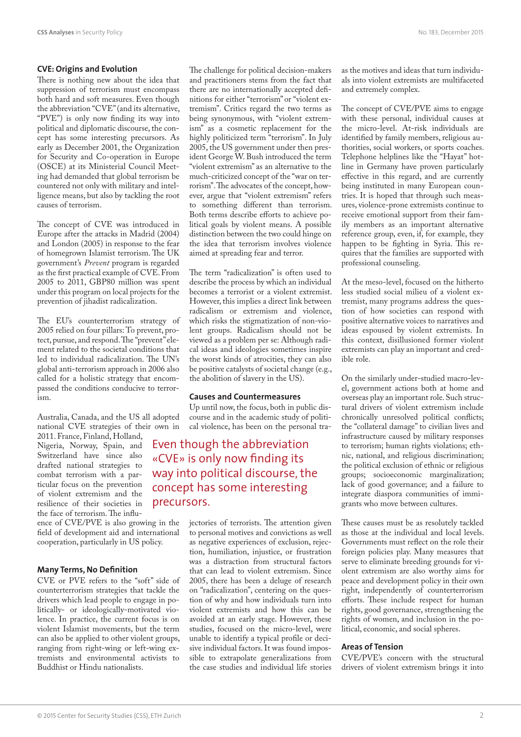## CVE: Origins and Evolution

There is nothing new about the idea that suppression of terrorism must encompass both hard and soft measures. Even though the abbreviation "CVE" (and its alternative, "PVE") is only now finding its way into political and diplomatic discourse, the concept has some interesting precursors. As early as December 2001, the Organization for Security and Co-operation in Europe (OSCE) at its Ministerial Council Meeting had demanded that global terrorism be countered not only with military and intelligence means, but also by tackling the root causes of terrorism.

The concept of CVE was introduced in Europe after the attacks in Madrid (2004) and London (2005) in response to the fear of homegrown Islamist terrorism. The UK government's *Prevent* program is regarded as the first practical example of CVE. From 2005 to 2011, GBP80 million was spent under this program on local projects for the prevention of jihadist radicalization.

The EU's counterterrorism strategy of 2005 relied on four pillars: To prevent, protect, pursue, and respond. The "prevent" element related to the societal conditions that led to individual radicalization. The UN's global anti-terrorism approach in 2006 also called for a holistic strategy that encompassed the conditions conducive to terrorism.

Australia, Canada, and the US all adopted national CVE strategies of their own in 2011. France, Finland, Holland, Nigeria, Norway, Spain, and Switzerland have since also drafted national strategies to combat terrorism with a particular focus on the prevention of violent extremism and the resilience of their societies in the face of terrorism. The influence of CVE/PVE is also growing in the field of development aid and international cooperation, particularly in US policy.

> Even though the abbreviation «CVE» is only now finding its way into political discourse, the concept has some interesting precursors.

## Many Terms, No Definition

CVE or PVE refers to the "soft" side of counterterrorism strategies that tackle the drivers which lead people to engage in politically- or ideologically-motivated violence. In practice, the current focus is on violent Islamist movements, but the term can also be applied to other violent groups, ranging from right-wing or left-wing extremists and environmental activists to Buddhist or Hindu nationalists.

The challenge for political decision-makers and practitioners stems from the fact that there are no internationally accepted definitions for either "terrorism" or "violent extremism". Critics regard the two terms as being synonymous, with "violent extremism" as a cosmetic replacement for the highly politicized term "terrorism". In July 2005, the US government under then president George W. Bush introduced the term "violent extremism" as an alternative to the much-criticized concept of the "war on terrorism". The advocates of the concept, however, argue that "violent extremism" refers to something different than terrorism. Both terms describe efforts to achieve political goals by violent means. A possible distinction between the two could hinge on the idea that terrorism involves violence aimed at spreading fear and terror.

The term "radicalization" is often used to describe the process by which an individual becomes a terrorist or a violent extremist. However, this implies a direct link between radicalism or extremism and violence, which risks the stigmatization of non-violent groups. Radicalism should not be viewed as a problem per se: Although radical ideas and ideologies sometimes inspire the worst kinds of atrocities, they can also be positive catalysts of societal change (e.g., the abolition of slavery in the US).

## Causes and Countermeasures

Up until now, the focus, both in public discourse and in the academic study of political violence, has been on the personal trajectories of terrorists. The attention given to personal motives and convictions as well as negative experiences of exclusion, rejection, humiliation, injustice, or frustration was a distraction from structural factors that can lead to violent extremism. Since 2005, there has been a deluge of research on "radicalization", centering on the question of why and how individuals turn into violent extremists and how this can be avoided at an early stage. However, these studies, focused on the micro-level, were unable to identify a typical profile or decisive individual factors. It was found impossible to extrapolate generalizations from the case studies and individual life stories as the motives and ideas that turn individuals into violent extremists are multifaceted and extremely complex.

The concept of CVE/PVE aims to engage with these personal, individual causes at the micro-level. At-risk individuals are identified by family members, religious authorities, social workers, or sports coaches. Telephone helplines like the "Hayat" hotline in Germany have proven particularly effective in this regard, and are currently being instituted in many European countries. It is hoped that through such measures, violence-prone extremists continue to receive emotional support from their family members as an important alternative reference group, even, if, for example, they happen to be fighting in Syria. This requires that the families are supported with professional counseling.

At the meso-level, focused on the hitherto less studied social milieu of a violent extremist, many programs address the question of how societies can respond with positive alternative voices to narratives and ideas espoused by violent extremists. In this context, disillusioned former violent extremists can play an important and credible role.

On the similarly under-studied macro-level, government actions both at home and overseas play an important role. Such structural drivers of violent extremism include chronically unresolved political conflicts; the "collateral damage" to civilian lives and infrastructure caused by military responses to terrorism; human rights violations; ethnic, national, and religious discrimination; the political exclusion of ethnic or religious groups; socioeconomic marginalization; lack of good governance; and a failure to integrate diaspora communities of immigrants who move between cultures.

These causes must be as resolutely tackled as those at the individual and local levels. Governments must reflect on the role their foreign policies play. Many measures that serve to eliminate breeding grounds for violent extremism are also worthy aims for peace and development policy in their own right, independently of counterterrorism efforts. These include respect for human rights, good governance, strengthening the rights of women, and inclusion in the political, economic, and social spheres.

## Areas of Tension

CVE/PVE's concern with the structural drivers of violent extremism brings it into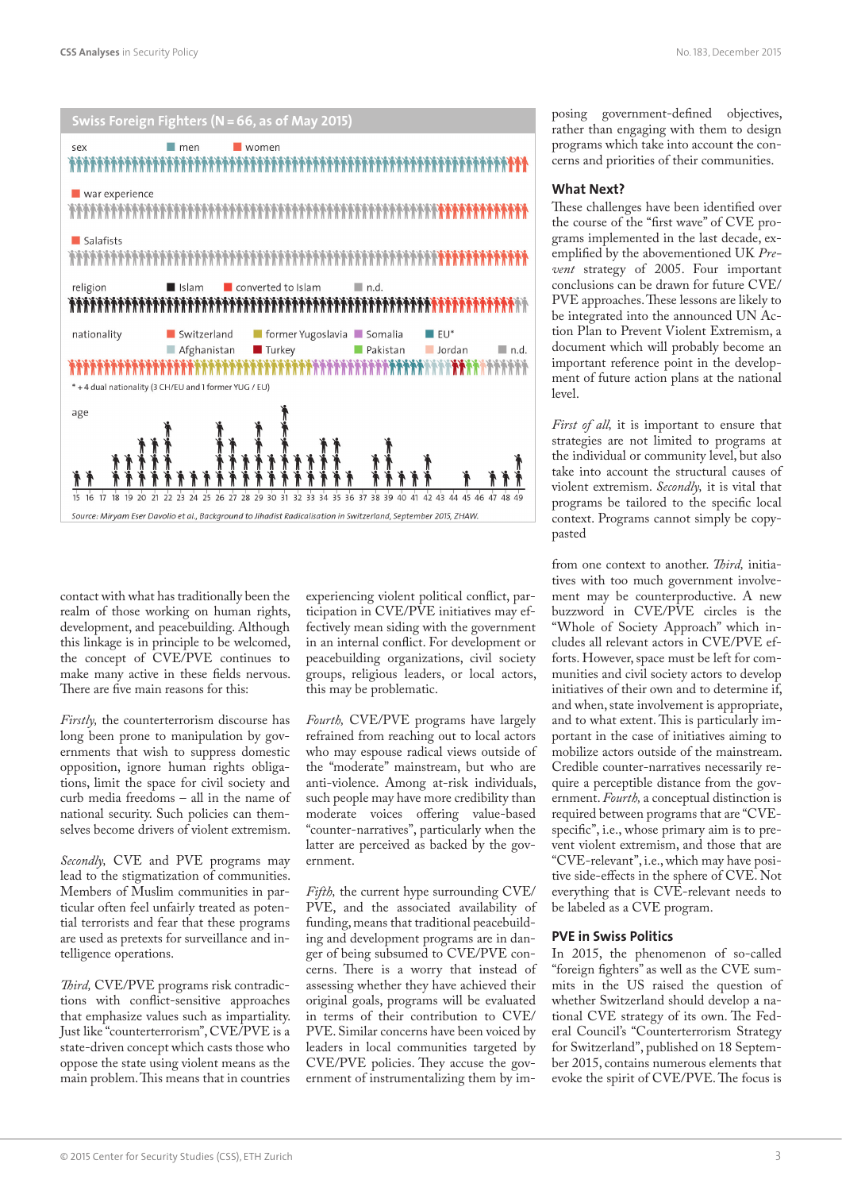**Swiss Foreign Fighters (N = 66, as of May 2015)**

sex — men, women

war experience

Salafists

religion — Islam, converted to Islam, n.d.

nationality — Switzerland, former Yugoslavia, Somalia, EU*, Afghanistan, Turkey, Pakistan, Jordan, n.d.

* + 4 dual nationality (3 CH/EU and 1 former YUG / EU)

age — 15 16 17 18 19 20 21 22 23 24 25 26 27 28 29 30 31 32 33 34 35 36 37 38 39 40 41 42 43 44 45 46 47 48 49

*Source: Miryam Eser Davolio et al., Background to Jihadist Radicalisation in Switzerland, September 2015, ZHAW.*

contact with what has traditionally been the realm of those working on human rights, development, and peacebuilding. Although this linkage is in principle to be welcomed, the concept of CVE/PVE continues to make many active in these fields nervous. There are five main reasons for this:

*Firstly,* the counterterrorism discourse has long been prone to manipulation by governments that wish to suppress domestic opposition, ignore human rights obligations, limit the space for civil society and curb media freedoms – all in the name of national security. Such policies can themselves become drivers of violent extremism.

*Secondly,* CVE and PVE programs may lead to the stigmatization of communities. Members of Muslim communities in particular often feel unfairly treated as potential terrorists and fear that these programs are used as pretexts for surveillance and intelligence operations.

*Third,* CVE/PVE programs risk contradictions with conflict-sensitive approaches that emphasize values such as impartiality. Just like "counterterrorism", CVE/PVE is a state-driven concept which casts those who oppose the state using violent means as the main problem. This means that in countries experiencing violent political conflict, participation in CVE/PVE initiatives may effectively mean siding with the government in an internal conflict. For development or peacebuilding organizations, civil society groups, religious leaders, or local actors, this may be problematic.

*Fourth,* CVE/PVE programs have largely refrained from reaching out to local actors who may espouse radical views outside of the "moderate" mainstream, but who are anti-violence. Among at-risk individuals, such people may have more credibility than moderate voices offering value-based "counter-narratives", particularly when the latter are perceived as backed by the government.

*Fifth,* the current hype surrounding CVE/PVE, and the associated availability of funding, means that traditional peacebuilding and development programs are in danger of being subsumed to CVE/PVE concerns. There is a worry that instead of assessing whether they have achieved their original goals, programs will be evaluated in terms of their contribution to CVE/PVE. Similar concerns have been voiced by leaders in local communities targeted by CVE/PVE policies. They accuse the government of instrumentalizing them by imposing government-defined objectives, rather than engaging with them to design programs which take into account the concerns and priorities of their communities.

## What Next?

These challenges have been identified over the course of the "first wave" of CVE programs implemented in the last decade, exemplified by the abovementioned UK *Prevent* strategy of 2005. Four important conclusions can be drawn for future CVE/PVE approaches. These lessons are likely to be integrated into the announced UN Action Plan to Prevent Violent Extremism, a document which will probably become an important reference point in the development of future action plans at the national level.

*First of all,* it is important to ensure that strategies are not limited to programs at the individual or community level, but also take into account the structural causes of violent extremism. *Secondly,* it is vital that programs be tailored to the specific local context. Programs cannot simply be copy-pasted from one context to another. *Third,* initiatives with too much government involvement may be counterproductive. A new buzzword in CVE/PVE circles is the "Whole of Society Approach" which includes all relevant actors in CVE/PVE efforts. However, space must be left for communities and civil society actors to develop initiatives of their own and to determine if, and when, state involvement is appropriate, and to what extent. This is particularly important in the case of initiatives aiming to mobilize actors outside of the mainstream. Credible counter-narratives necessarily require a perceptible distance from the government. *Fourth,* a conceptual distinction is required between programs that are "CVE-specific", i.e., whose primary aim is to prevent violent extremism, and those that are "CVE-relevant", i.e., which may have positive side-effects in the sphere of CVE. Not everything that is CVE-relevant needs to be labeled as a CVE program.

## PVE in Swiss Politics

In 2015, the phenomenon of so-called "foreign fighters" as well as the CVE summits in the US raised the question of whether Switzerland should develop a national CVE strategy of its own. The Federal Council's "Counterterrorism Strategy for Switzerland", published on 18 September 2015, contains numerous elements that evoke the spirit of CVE/PVE. The focus is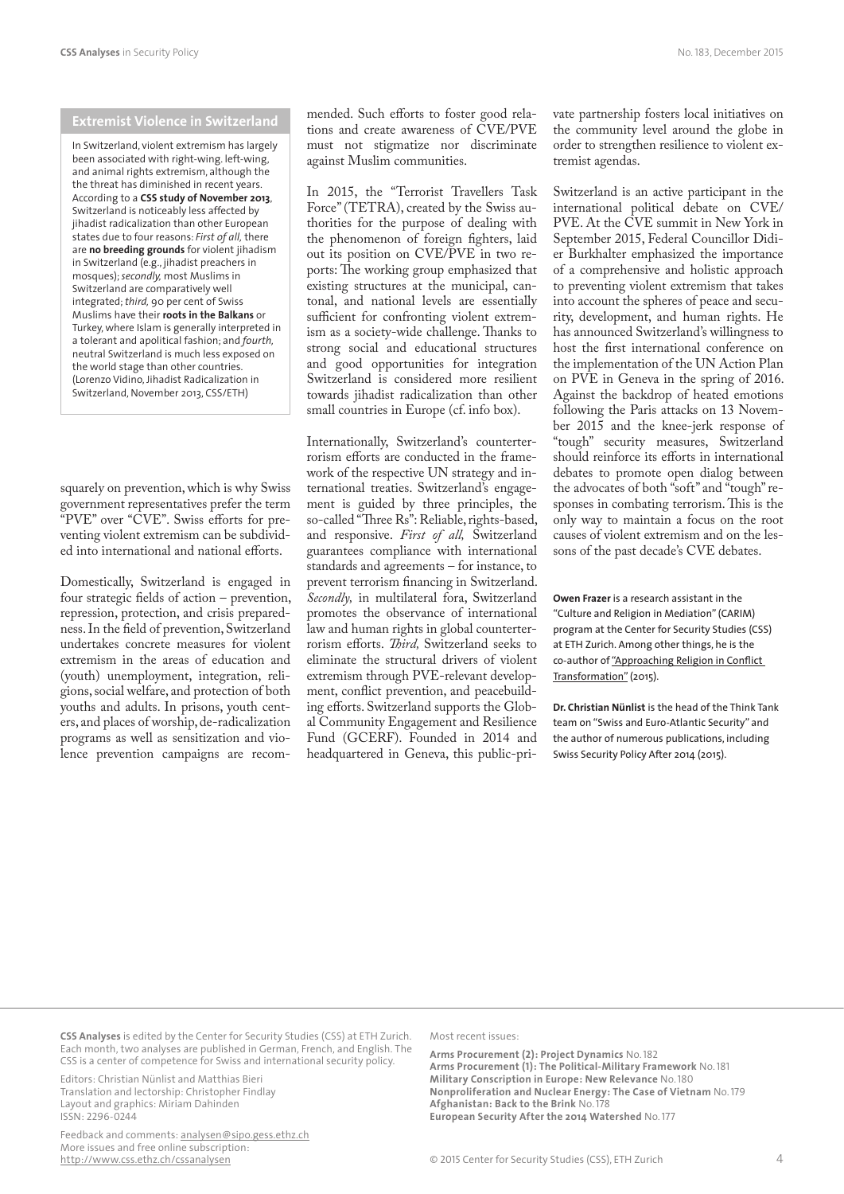### Extremist Violence in Switzerland

In Switzerland, violent extremism has largely been associated with right-wing. left-wing, and animal rights extremism, although the the threat has diminished in recent years. According to a **CSS study of November 2013**, Switzerland is noticeably less affected by jihadist radicalization than other European states due to four reasons: *First of all,* there are **no breeding grounds** for violent jihadism in Switzerland (e.g., jihadist preachers in mosques); *secondly,* most Muslims in Switzerland are comparatively well integrated; *third,* 90 per cent of Swiss Muslims have their **roots in the Balkans** or Turkey, where Islam is generally interpreted in a tolerant and apolitical fashion; and *fourth,* neutral Switzerland is much less exposed on the world stage than other countries. (Lorenzo Vidino, Jihadist Radicalization in Switzerland, November 2013, CSS/ETH)

squarely on prevention, which is why Swiss government representatives prefer the term "PVE" over "CVE". Swiss efforts for preventing violent extremism can be subdivided into international and national efforts.

Domestically, Switzerland is engaged in four strategic fields of action – prevention, repression, protection, and crisis preparedness. In the field of prevention, Switzerland undertakes concrete measures for violent extremism in the areas of education and (youth) unemployment, integration, religions, social welfare, and protection of both youths and adults. In prisons, youth centers, and places of worship, de-radicalization programs as well as sensitization and violence prevention campaigns are recommended. Such efforts to foster good relations and create awareness of CVE/PVE must not stigmatize nor discriminate against Muslim communities.

In 2015, the "Terrorist Travellers Task Force" (TETRA), created by the Swiss authorities for the purpose of dealing with the phenomenon of foreign fighters, laid out its position on CVE/PVE in two reports: The working group emphasized that existing structures at the municipal, cantonal, and national levels are essentially sufficient for confronting violent extremism as a society-wide challenge. Thanks to strong social and educational structures and good opportunities for integration Switzerland is considered more resilient towards jihadist radicalization than other small countries in Europe (cf. info box).

Internationally, Switzerland's counterterrorism efforts are conducted in the framework of the respective UN strategy and international treaties. Switzerland's engagement is guided by three principles, the so-called "Three Rs": Reliable, rights-based, and responsive. *First of all,* Switzerland guarantees compliance with international standards and agreements – for instance, to prevent terrorism financing in Switzerland. *Secondly,* in multilateral fora, Switzerland promotes the observance of international law and human rights in global counterterrorism efforts. *Third,* Switzerland seeks to eliminate the structural drivers of violent extremism through PVE-relevant development, conflict prevention, and peacebuilding efforts. Switzerland supports the Global Community Engagement and Resilience Fund (GCERF). Founded in 2014 and headquartered in Geneva, this public-private partnership fosters local initiatives on the community level around the globe in order to strengthen resilience to violent extremist agendas.

Switzerland is an active participant in the international political debate on CVE/PVE. At the CVE summit in New York in September 2015, Federal Councillor Didier Burkhalter emphasized the importance of a comprehensive and holistic approach to preventing violent extremism that takes into account the spheres of peace and security, development, and human rights. He has announced Switzerland's willingness to host the first international conference on the implementation of the UN Action Plan on PVE in Geneva in the spring of 2016. Against the backdrop of heated emotions following the Paris attacks on 13 November 2015 and the knee-jerk response of "tough" security measures, Switzerland should reinforce its efforts in international debates to promote open dialog between the advocates of both "soft" and "tough" responses in combating terrorism. This is the only way to maintain a focus on the root causes of violent extremism and on the lessons of the past decade's CVE debates.

**Owen Frazer** is a research assistant in the "Culture and Religion in Mediation" (CARIM) program at the Center for Security Studies (CSS) at ETH Zurich. Among other things, he is the co-author of "Approaching Religion in Conflict Transformation" (2015).

**Dr. Christian Nünlist** is the head of the Think Tank team on "Swiss and Euro-Atlantic Security" and the author of numerous publications, including Swiss Security Policy After 2014 (2015).

**CSS Analyses** is edited by the Center for Security Studies (CSS) at ETH Zurich. Each month, two analyses are published in German, French, and English. The CSS is a center of competence for Swiss and international security policy.

Editors: Christian Nünlist and Matthias Bieri
Translation and lectorship: Christopher Findlay
Layout and graphics: Miriam Dahinden
ISSN: 2296-0244

Feedback and comments: analysen@sipo.gess.ethz.ch
More issues and free online subscription:
http://www.css.ethz.ch/cssanalysen

Most recent issues:

**Arms Procurement (2): Project Dynamics** No. 182
**Arms Procurement (1): The Political-Military Framework** No. 181
**Military Conscription in Europe: New Relevance** No. 180
**Nonproliferation and Nuclear Energy: The Case of Vietnam** No. 179
**Afghanistan: Back to the Brink** No. 178
**European Security After the 2014 Watershed** No. 177

© 2015 Center for Security Studies (CSS), ETH Zurich